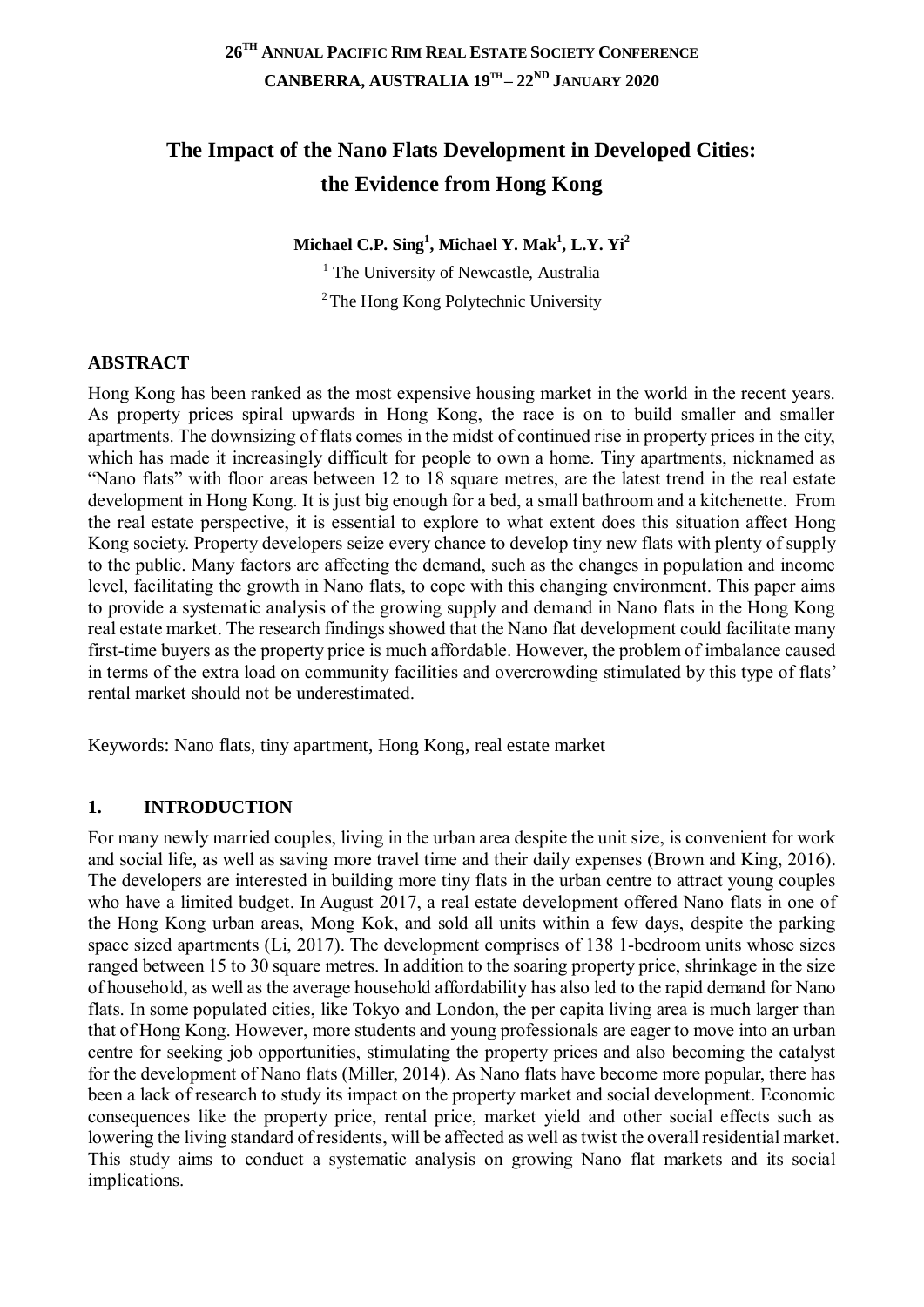26TH ANNUAL PACIFIC RIM REAL ESTATE SOCIETY CONFERENCE
CANBERRA, AUSTRALIA 19TH – 22ND JANUARY 2020

# The Impact of the Nano Flats Development in Developed Cities: the Evidence from Hong Kong

**Michael C.P. Sing[1], Michael Y. Mak[1], L.Y. Yi[2]**

[1] The University of Newcastle, Australia

[2] The Hong Kong Polytechnic University

## ABSTRACT

Hong Kong has been ranked as the most expensive housing market in the world in the recent years. As property prices spiral upwards in Hong Kong, the race is on to build smaller and smaller apartments. The downsizing of flats comes in the midst of continued rise in property prices in the city, which has made it increasingly difficult for people to own a home. Tiny apartments, nicknamed as "Nano flats" with floor areas between 12 to 18 square metres, are the latest trend in the real estate development in Hong Kong. It is just big enough for a bed, a small bathroom and a kitchenette. From the real estate perspective, it is essential to explore to what extent does this situation affect Hong Kong society. Property developers seize every chance to develop tiny new flats with plenty of supply to the public. Many factors are affecting the demand, such as the changes in population and income level, facilitating the growth in Nano flats, to cope with this changing environment. This paper aims to provide a systematic analysis of the growing supply and demand in Nano flats in the Hong Kong real estate market. The research findings showed that the Nano flat development could facilitate many first-time buyers as the property price is much affordable. However, the problem of imbalance caused in terms of the extra load on community facilities and overcrowding stimulated by this type of flats' rental market should not be underestimated.

Keywords: Nano flats, tiny apartment, Hong Kong, real estate market

## 1. INTRODUCTION

For many newly married couples, living in the urban area despite the unit size, is convenient for work and social life, as well as saving more travel time and their daily expenses (Brown and King, 2016). The developers are interested in building more tiny flats in the urban centre to attract young couples who have a limited budget. In August 2017, a real estate development offered Nano flats in one of the Hong Kong urban areas, Mong Kok, and sold all units within a few days, despite the parking space sized apartments (Li, 2017). The development comprises of 138 1-bedroom units whose sizes ranged between 15 to 30 square metres. In addition to the soaring property price, shrinkage in the size of household, as well as the average household affordability has also led to the rapid demand for Nano flats. In some populated cities, like Tokyo and London, the per capita living area is much larger than that of Hong Kong. However, more students and young professionals are eager to move into an urban centre for seeking job opportunities, stimulating the property prices and also becoming the catalyst for the development of Nano flats (Miller, 2014). As Nano flats have become more popular, there has been a lack of research to study its impact on the property market and social development. Economic consequences like the property price, rental price, market yield and other social effects such as lowering the living standard of residents, will be affected as well as twist the overall residential market. This study aims to conduct a systematic analysis on growing Nano flat markets and its social implications.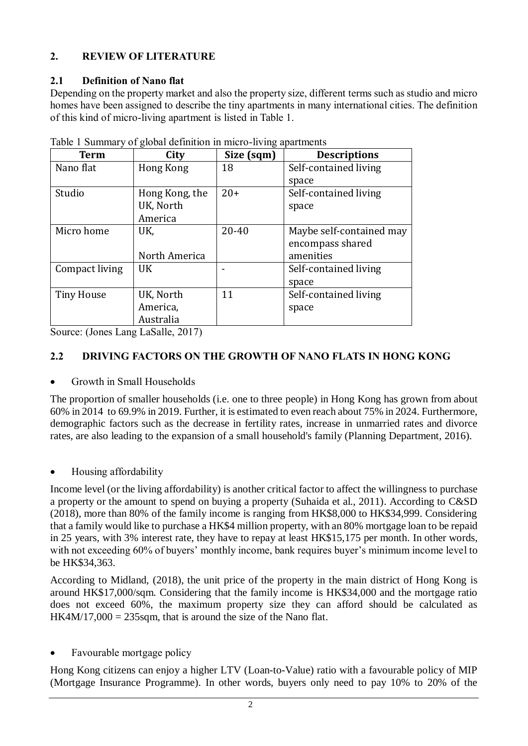## 2. REVIEW OF LITERATURE

### 2.1 Definition of Nano flat

Depending on the property market and also the property size, different terms such as studio and micro homes have been assigned to describe the tiny apartments in many international cities. The definition of this kind of micro-living apartment is listed in Table 1.

Table 1 Summary of global definition in micro-living apartments

| Term | City | Size (sqm) | Descriptions |
|---|---|---|---|
| Nano flat | Hong Kong | 18 | Self-contained living space |
| Studio | Hong Kong, the UK, North America | 20+ | Self-contained living space |
| Micro home | UK, North America | 20-40 | Maybe self-contained may encompass shared amenities |
| Compact living | UK | - | Self-contained living space |
| Tiny House | UK, North America, Australia | 11 | Self-contained living space |

Source: (Jones Lang LaSalle, 2017)

### 2.2 DRIVING FACTORS ON THE GROWTH OF NANO FLATS IN HONG KONG

- Growth in Small Households

The proportion of smaller households (i.e. one to three people) in Hong Kong has grown from about 60% in 2014 to 69.9% in 2019. Further, it is estimated to even reach about 75% in 2024. Furthermore, demographic factors such as the decrease in fertility rates, increase in unmarried rates and divorce rates, are also leading to the expansion of a small household's family (Planning Department, 2016).

- Housing affordability

Income level (or the living affordability) is another critical factor to affect the willingness to purchase a property or the amount to spend on buying a property (Suhaida et al., 2011). According to C&SD (2018), more than 80% of the family income is ranging from HK$8,000 to HK$34,999. Considering that a family would like to purchase a HK$4 million property, with an 80% mortgage loan to be repaid in 25 years, with 3% interest rate, they have to repay at least HK$15,175 per month. In other words, with not exceeding 60% of buyers' monthly income, bank requires buyer's minimum income level to be HK$34,363.

According to Midland, (2018), the unit price of the property in the main district of Hong Kong is around HK$17,000/sqm. Considering that the family income is HK$34,000 and the mortgage ratio does not exceed 60%, the maximum property size they can afford should be calculated as HK4M/17,000 = 235sqm, that is around the size of the Nano flat.

- Favourable mortgage policy

Hong Kong citizens can enjoy a higher LTV (Loan-to-Value) ratio with a favourable policy of MIP (Mortgage Insurance Programme). In other words, buyers only need to pay 10% to 20% of the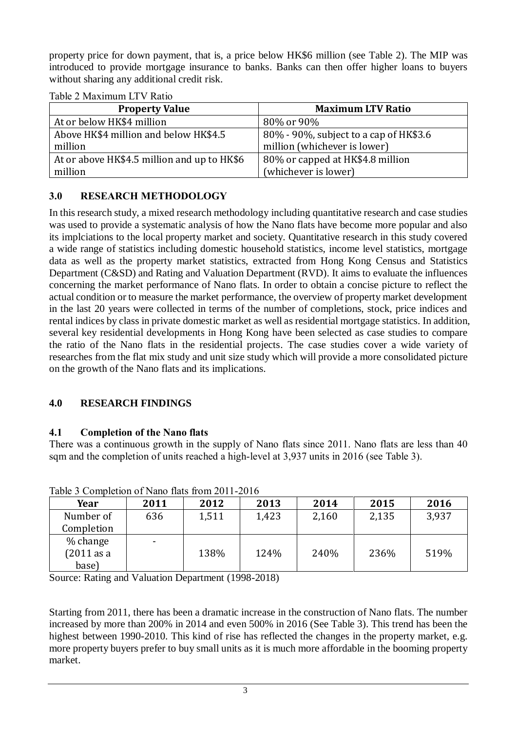property price for down payment, that is, a price below HK$6 million (see Table 2). The MIP was introduced to provide mortgage insurance to banks. Banks can then offer higher loans to buyers without sharing any additional credit risk.

Table 2 Maximum LTV Ratio

| Property Value | Maximum LTV Ratio |
|---|---|
| At or below HK$4 million | 80% or 90% |
| Above HK$4 million and below HK$4.5 million | 80% - 90%, subject to a cap of HK$3.6 million (whichever is lower) |
| At or above HK$4.5 million and up to HK$6 million | 80% or capped at HK$4.8 million (whichever is lower) |

## 3.0 RESEARCH METHODOLOGY

In this research study, a mixed research methodology including quantitative research and case studies was used to provide a systematic analysis of how the Nano flats have become more popular and also its implciations to the local property market and society. Quantitative research in this study covered a wide range of statistics including domestic household statistics, income level statistics, mortgage data as well as the property market statistics, extracted from Hong Kong Census and Statistics Department (C&SD) and Rating and Valuation Department (RVD). It aims to evaluate the influences concerning the market performance of Nano flats. In order to obtain a concise picture to reflect the actual condition or to measure the market performance, the overview of property market development in the last 20 years were collected in terms of the number of completions, stock, price indices and rental indices by class in private domestic market as well as residential mortgage statistics. In addition, several key residential developments in Hong Kong have been selected as case studies to compare the ratio of the Nano flats in the residential projects. The case studies cover a wide variety of researches from the flat mix study and unit size study which will provide a more consolidated picture on the growth of the Nano flats and its implications.

## 4.0 RESEARCH FINDINGS

### 4.1 Completion of the Nano flats

There was a continuous growth in the supply of Nano flats since 2011. Nano flats are less than 40 sqm and the completion of units reached a high-level at 3,937 units in 2016 (see Table 3).

Table 3 Completion of Nano flats from 2011-2016

| Year | 2011 | 2012 | 2013 | 2014 | 2015 | 2016 |
|---|---|---|---|---|---|---|
| Number of Completion | 636 | 1,511 | 1,423 | 2,160 | 2,135 | 3,937 |
| % change (2011 as a base) | - | 138% | 124% | 240% | 236% | 519% |

Source: Rating and Valuation Department (1998-2018)

Starting from 2011, there has been a dramatic increase in the construction of Nano flats. The number increased by more than 200% in 2014 and even 500% in 2016 (See Table 3). This trend has been the highest between 1990-2010. This kind of rise has reflected the changes in the property market, e.g. more property buyers prefer to buy small units as it is much more affordable in the booming property market.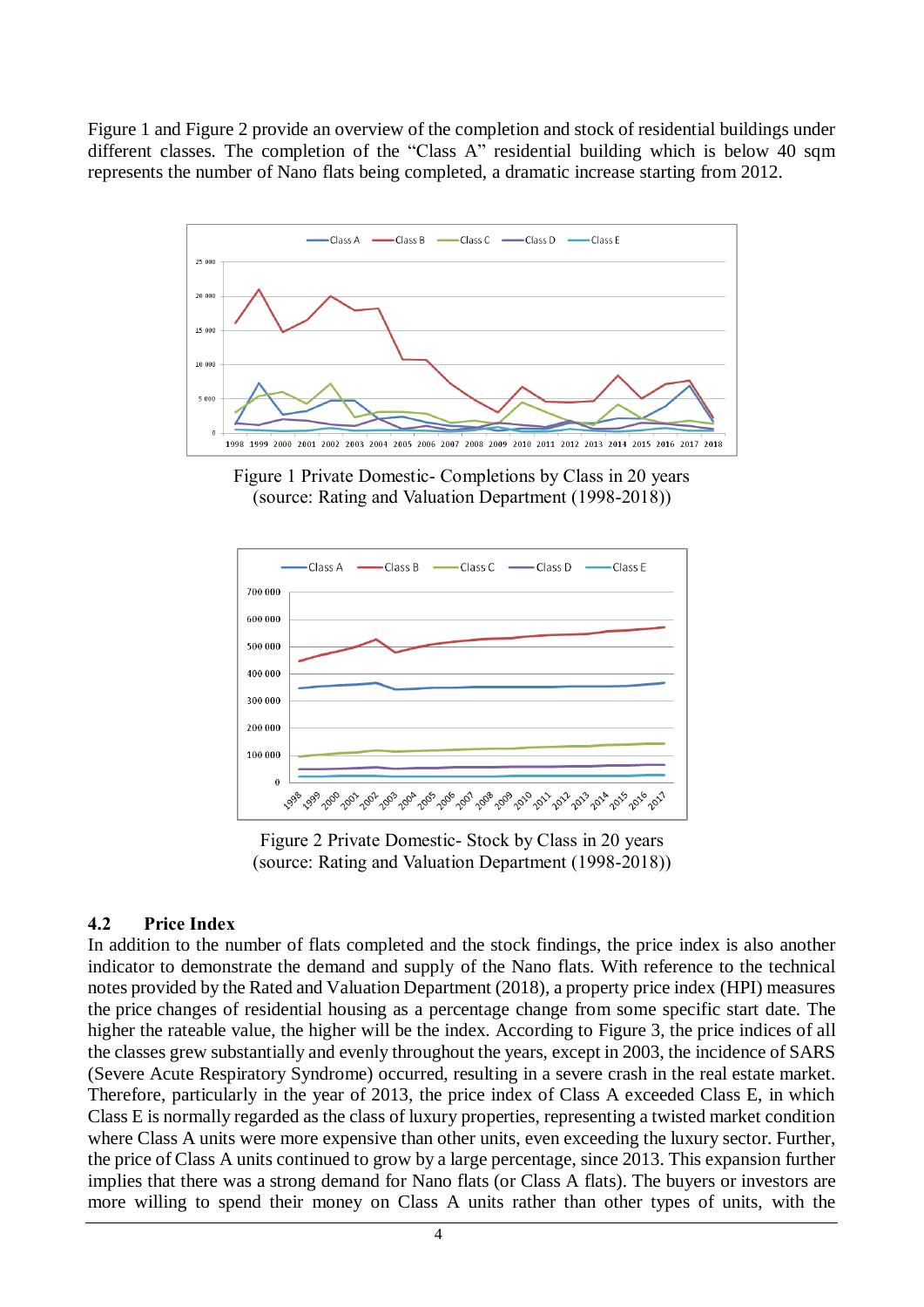Figure 1 and Figure 2 provide an overview of the completion and stock of residential buildings under different classes. The completion of the "Class A" residential building which is below 40 sqm represents the number of Nano flats being completed, a dramatic increase starting from 2012.

Figure 1 Private Domestic- Completions by Class in 20 years
(source: Rating and Valuation Department (1998-2018))

Figure 2 Private Domestic- Stock by Class in 20 years
(source: Rating and Valuation Department (1998-2018))

### 4.2 Price Index

In addition to the number of flats completed and the stock findings, the price index is also another indicator to demonstrate the demand and supply of the Nano flats. With reference to the technical notes provided by the Rated and Valuation Department (2018), a property price index (HPI) measures the price changes of residential housing as a percentage change from some specific start date. The higher the rateable value, the higher will be the index. According to Figure 3, the price indices of all the classes grew substantially and evenly throughout the years, except in 2003, the incidence of SARS (Severe Acute Respiratory Syndrome) occurred, resulting in a severe crash in the real estate market. Therefore, particularly in the year of 2013, the price index of Class A exceeded Class E, in which Class E is normally regarded as the class of luxury properties, representing a twisted market condition where Class A units were more expensive than other units, even exceeding the luxury sector. Further, the price of Class A units continued to grow by a large percentage, since 2013. This expansion further implies that there was a strong demand for Nano flats (or Class A flats). The buyers or investors are more willing to spend their money on Class A units rather than other types of units, with the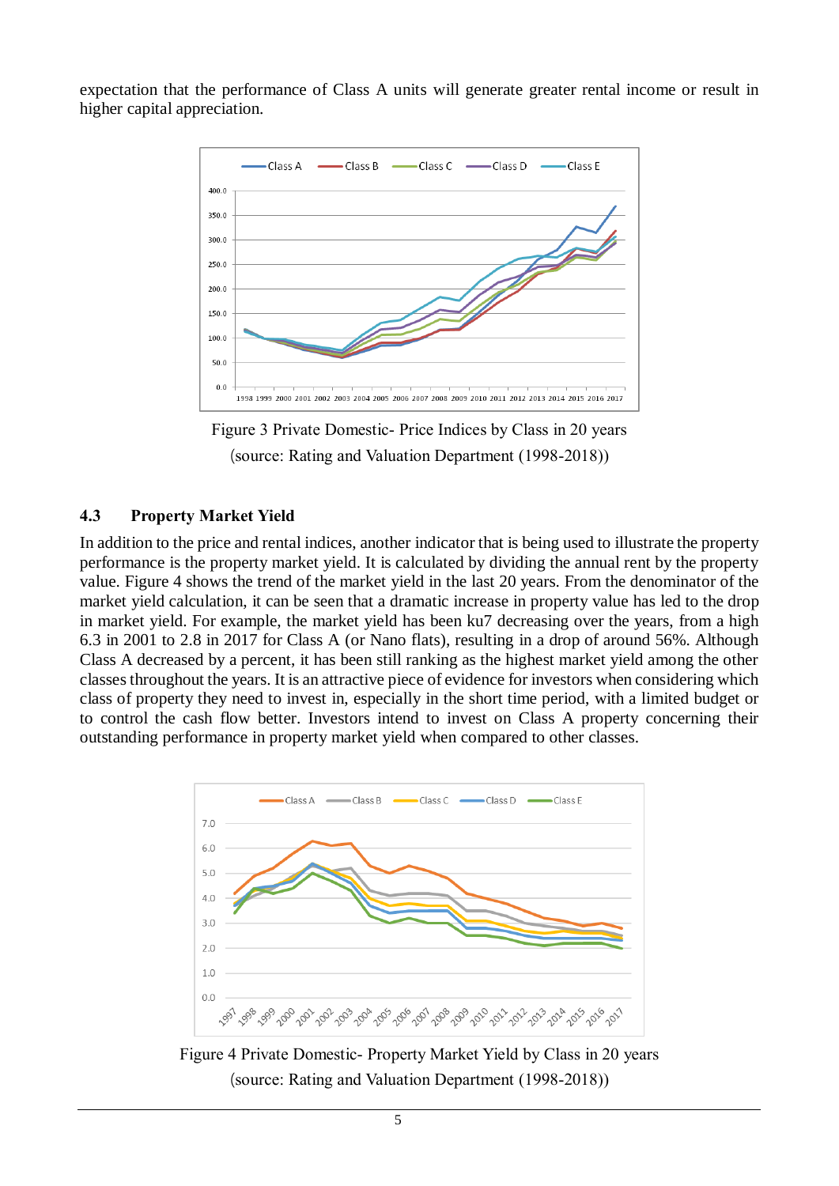expectation that the performance of Class A units will generate greater rental income or result in higher capital appreciation.

Figure 3 Private Domestic- Price Indices by Class in 20 years

(source: Rating and Valuation Department (1998-2018))

### 4.3 Property Market Yield

In addition to the price and rental indices, another indicator that is being used to illustrate the property performance is the property market yield. It is calculated by dividing the annual rent by the property value. Figure 4 shows the trend of the market yield in the last 20 years. From the denominator of the market yield calculation, it can be seen that a dramatic increase in property value has led to the drop in market yield. For example, the market yield has been ku7 decreasing over the years, from a high 6.3 in 2001 to 2.8 in 2017 for Class A (or Nano flats), resulting in a drop of around 56%. Although Class A decreased by a percent, it has been still ranking as the highest market yield among the other classes throughout the years. It is an attractive piece of evidence for investors when considering which class of property they need to invest in, especially in the short time period, with a limited budget or to control the cash flow better. Investors intend to invest on Class A property concerning their outstanding performance in property market yield when compared to other classes.

Figure 4 Private Domestic- Property Market Yield by Class in 20 years

(source: Rating and Valuation Department (1998-2018))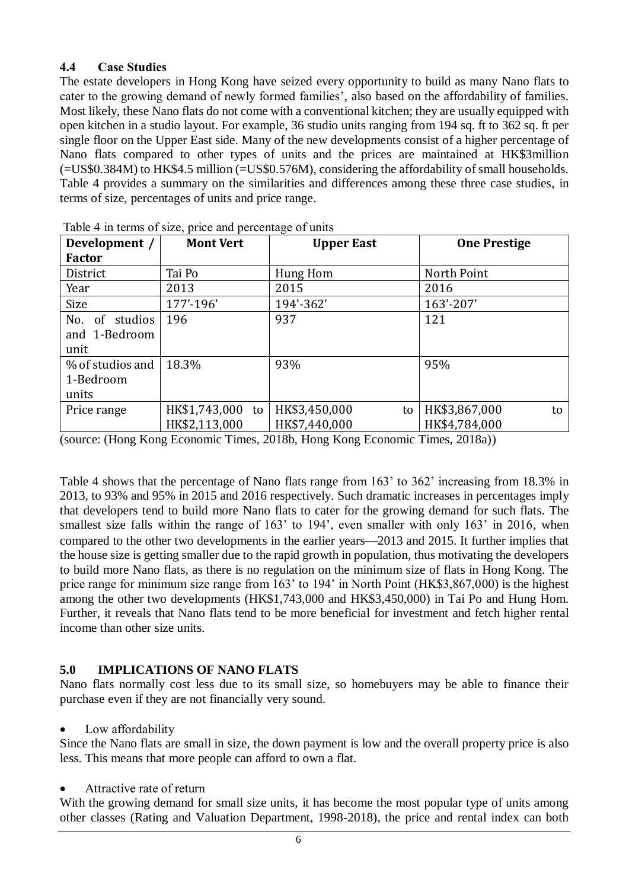### 4.4 Case Studies

The estate developers in Hong Kong have seized every opportunity to build as many Nano flats to cater to the growing demand of newly formed families', also based on the affordability of families. Most likely, these Nano flats do not come with a conventional kitchen; they are usually equipped with open kitchen in a studio layout. For example, 36 studio units ranging from 194 sq. ft to 362 sq. ft per single floor on the Upper East side. Many of the new developments consist of a higher percentage of Nano flats compared to other types of units and the prices are maintained at HK$3million (=US$0.384M) to HK$4.5 million (=US$0.576M), considering the affordability of small households. Table 4 provides a summary on the similarities and differences among these three case studies, in terms of size, percentages of units and price range.

Table 4 in terms of size, price and percentage of units

| Development / Factor | Mont Vert | Upper East | One Prestige |
|---|---|---|---|
| District | Tai Po | Hung Hom | North Point |
| Year | 2013 | 2015 | 2016 |
| Size | 177'-196' | 194'-362' | 163'-207' |
| No. of studios and 1-Bedroom unit | 196 | 937 | 121 |
| % of studios and 1-Bedroom units | 18.3% | 93% | 95% |
| Price range | HK$1,743,000 to HK$2,113,000 | HK$3,450,000 to HK$7,440,000 | HK$3,867,000 to HK$4,784,000 |

(source: (Hong Kong Economic Times, 2018b, Hong Kong Economic Times, 2018a))

Table 4 shows that the percentage of Nano flats range from 163' to 362' increasing from 18.3% in 2013, to 93% and 95% in 2015 and 2016 respectively. Such dramatic increases in percentages imply that developers tend to build more Nano flats to cater for the growing demand for such flats. The smallest size falls within the range of 163' to 194', even smaller with only 163' in 2016, when compared to the other two developments in the earlier years—2013 and 2015. It further implies that the house size is getting smaller due to the rapid growth in population, thus motivating the developers to build more Nano flats, as there is no regulation on the minimum size of flats in Hong Kong. The price range for minimum size range from 163' to 194' in North Point (HK$3,867,000) is the highest among the other two developments (HK$1,743,000 and HK$3,450,000) in Tai Po and Hung Hom. Further, it reveals that Nano flats tend to be more beneficial for investment and fetch higher rental income than other size units.

## 5.0 IMPLICATIONS OF NANO FLATS

Nano flats normally cost less due to its small size, so homebuyers may be able to finance their purchase even if they are not financially very sound.

- Low affordability

Since the Nano flats are small in size, the down payment is low and the overall property price is also less. This means that more people can afford to own a flat.

- Attractive rate of return

With the growing demand for small size units, it has become the most popular type of units among other classes (Rating and Valuation Department, 1998-2018), the price and rental index can both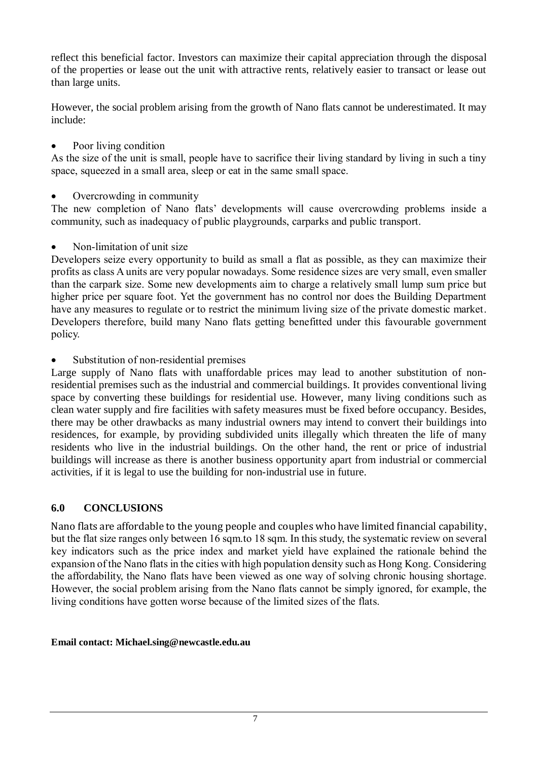reflect this beneficial factor. Investors can maximize their capital appreciation through the disposal of the properties or lease out the unit with attractive rents, relatively easier to transact or lease out than large units.

However, the social problem arising from the growth of Nano flats cannot be underestimated. It may include:

- Poor living condition

As the size of the unit is small, people have to sacrifice their living standard by living in such a tiny space, squeezed in a small area, sleep or eat in the same small space.

- Overcrowding in community

The new completion of Nano flats' developments will cause overcrowding problems inside a community, such as inadequacy of public playgrounds, carparks and public transport.

- Non-limitation of unit size

Developers seize every opportunity to build as small a flat as possible, as they can maximize their profits as class A units are very popular nowadays. Some residence sizes are very small, even smaller than the carpark size. Some new developments aim to charge a relatively small lump sum price but higher price per square foot. Yet the government has no control nor does the Building Department have any measures to regulate or to restrict the minimum living size of the private domestic market. Developers therefore, build many Nano flats getting benefitted under this favourable government policy.

- Substitution of non-residential premises

Large supply of Nano flats with unaffordable prices may lead to another substitution of non-residential premises such as the industrial and commercial buildings. It provides conventional living space by converting these buildings for residential use. However, many living conditions such as clean water supply and fire facilities with safety measures must be fixed before occupancy. Besides, there may be other drawbacks as many industrial owners may intend to convert their buildings into residences, for example, by providing subdivided units illegally which threaten the life of many residents who live in the industrial buildings. On the other hand, the rent or price of industrial buildings will increase as there is another business opportunity apart from industrial or commercial activities, if it is legal to use the building for non-industrial use in future.

## 6.0 CONCLUSIONS

Nano flats are affordable to the young people and couples who have limited financial capability, but the flat size ranges only between 16 sqm.to 18 sqm. In this study, the systematic review on several key indicators such as the price index and market yield have explained the rationale behind the expansion of the Nano flats in the cities with high population density such as Hong Kong. Considering the affordability, the Nano flats have been viewed as one way of solving chronic housing shortage. However, the social problem arising from the Nano flats cannot be simply ignored, for example, the living conditions have gotten worse because of the limited sizes of the flats.

**Email contact: Michael.sing@newcastle.edu.au**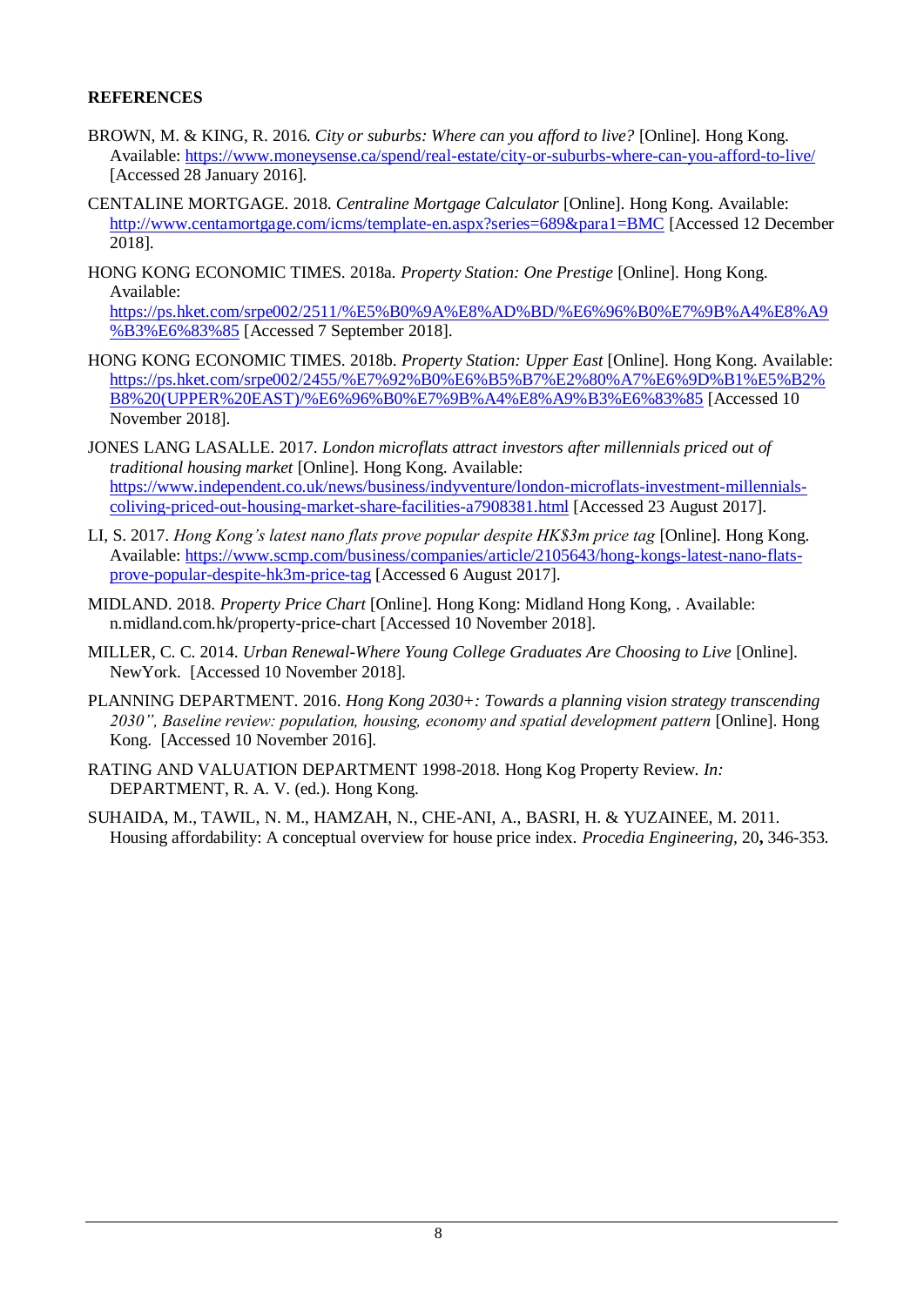**REFERENCES**

BROWN, M. & KING, R. 2016. *City or suburbs: Where can you afford to live?* [Online]. Hong Kong. Available: https://www.moneysense.ca/spend/real-estate/city-or-suburbs-where-can-you-afford-to-live/ [Accessed 28 January 2016].

CENTALINE MORTGAGE. 2018. *Centraline Mortgage Calculator* [Online]. Hong Kong. Available: http://www.centamortgage.com/icms/template-en.aspx?series=689&para1=BMC [Accessed 12 December 2018].

HONG KONG ECONOMIC TIMES. 2018a. *Property Station: One Prestige* [Online]. Hong Kong. Available: https://ps.hket.com/srpe002/2511/%E5%B0%9A%E8%AD%BD/%E6%96%B0%E7%9B%A4%E8%A9%B3%E6%83%85 [Accessed 7 September 2018].

HONG KONG ECONOMIC TIMES. 2018b. *Property Station: Upper East* [Online]. Hong Kong. Available: https://ps.hket.com/srpe002/2455/%E7%92%B0%E6%B5%B7%E2%80%A7%E6%9D%B1%E5%B2%B8%20(UPPER%20EAST)/%E6%96%B0%E7%9B%A4%E8%A9%B3%E6%83%85 [Accessed 10 November 2018].

JONES LANG LASALLE. 2017. *London microflats attract investors after millennials priced out of traditional housing market* [Online]. Hong Kong. Available: https://www.independent.co.uk/news/business/indyventure/london-microflats-investment-millennials-coliving-priced-out-housing-market-share-facilities-a7908381.html [Accessed 23 August 2017].

LI, S. 2017. *Hong Kong's latest nano flats prove popular despite HK$3m price tag* [Online]. Hong Kong. Available: https://www.scmp.com/business/companies/article/2105643/hong-kongs-latest-nano-flats-prove-popular-despite-hk3m-price-tag [Accessed 6 August 2017].

MIDLAND. 2018. *Property Price Chart* [Online]. Hong Kong: Midland Hong Kong, . Available: n.midland.com.hk/property-price-chart [Accessed 10 November 2018].

MILLER, C. C. 2014. *Urban Renewal-Where Young College Graduates Are Choosing to Live* [Online]. NewYork. [Accessed 10 November 2018].

PLANNING DEPARTMENT. 2016. *Hong Kong 2030+: Towards a planning vision strategy transcending 2030", Baseline review: population, housing, economy and spatial development pattern* [Online]. Hong Kong. [Accessed 10 November 2016].

RATING AND VALUATION DEPARTMENT 1998-2018. Hong Kog Property Review. *In:* DEPARTMENT, R. A. V. (ed.). Hong Kong.

SUHAIDA, M., TAWIL, N. M., HAMZAH, N., CHE-ANI, A., BASRI, H. & YUZAINEE, M. 2011. Housing affordability: A conceptual overview for house price index. *Procedia Engineering*, 20**,** 346-353.